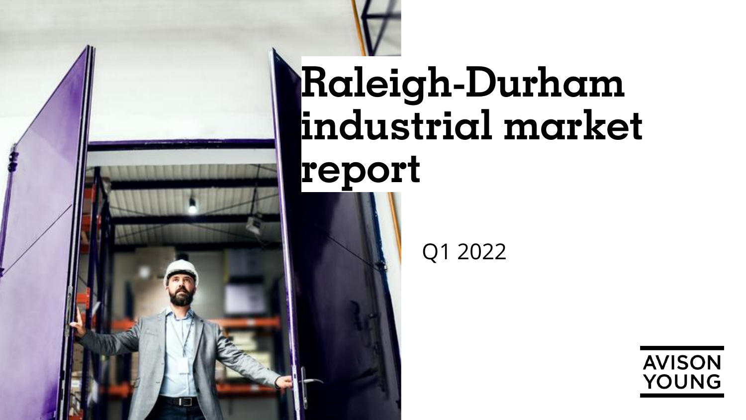# Raleigh-Durham industrial market report

Q1 2022

AVISON YOUNG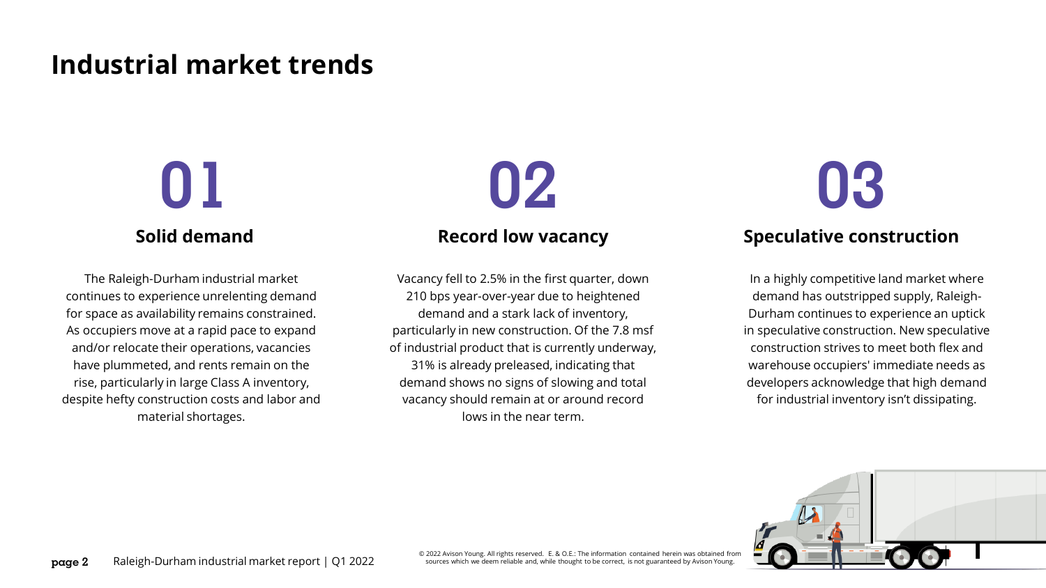# Industrial market trends

## 01

### Solid demand

The Raleigh-Durham industrial market continues to experience unrelenting demand for space as availability remains constrained. As occupiers move at a rapid pace to expand and/or relocate their operations, vacancies have plummeted, and rents remain on the rise, particularly in large Class A inventory, despite hefty construction costs and labor and material shortages.

## 02

### Record low vacancy

Vacancy fell to 2.5% in the first quarter, down 210 bps year-over-year due to heightened demand and a stark lack of inventory, particularly in new construction. Of the 7.8 msf of industrial product that is currently underway, 31% is already preleased, indicating that demand shows no signs of slowing and total vacancy should remain at or around record lows in the near term.

## 03

### Speculative construction

In a highly competitive land market where demand has outstripped supply, Raleigh-Durham continues to experience an uptick in speculative construction. New speculative construction strives to meet both flex and warehouse occupiers' immediate needs as developers acknowledge that high demand for industrial inventory isn't dissipating.

© 2022 Avison Young. All rights reserved. E. & O.E.: The information contained herein was obtained from sources which we deem reliable and, while thought to be correct, is not guaranteed by Avison Young.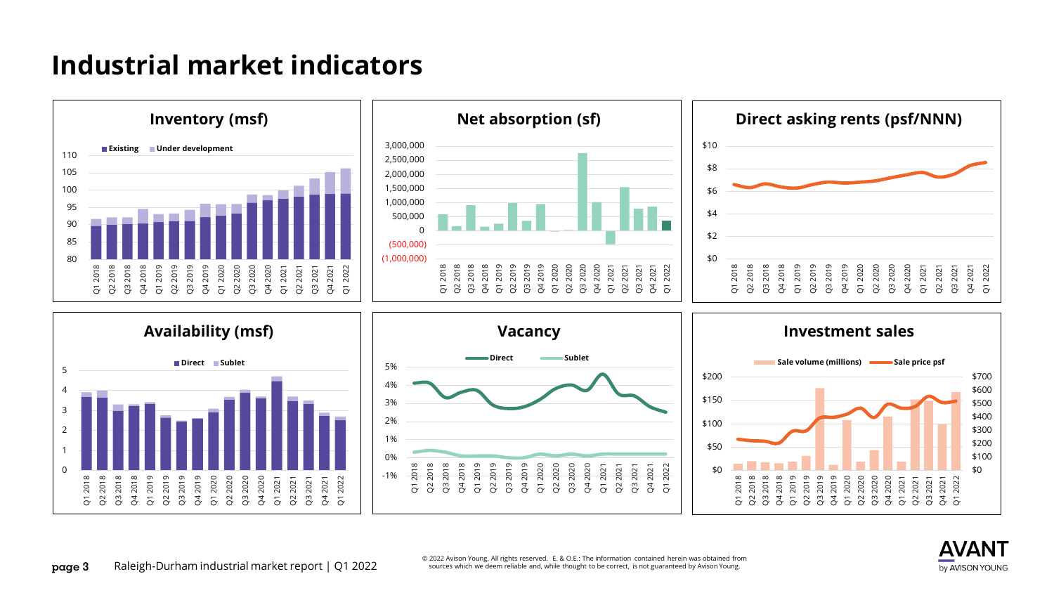# Industrial market indicators

## Inventory (msf)

Existing | Under development

110, 105, 100, 95, 90, 85, 80

Q1 2018, Q2 2018, Q3 2018, Q4 2018, Q1 2019, Q2 2019, Q3 2019, Q4 2019, Q1 2020, Q2 2020, Q3 2020, Q4 2020, Q1 2021, Q2 2021, Q3 2021, Q4 2021, Q1 2022

## Net absorption (sf)

3,000,000, 2,500,000, 2,000,000, 1,500,000, 1,000,000, 500,000, 0, (500,000), (1,000,000)

Q1 2018, Q2 2018, Q3 2018, Q4 2018, Q1 2019, Q2 2019, Q3 2019, Q4 2019, Q1 2020, Q2 2020, Q3 2020, Q4 2020, Q1 2021, Q2 2021, Q3 2021, Q4 2021, Q1 2022

## Direct asking rents (psf/NNN)

$10, $8, $6, $4, $2, $0

Q1 2018, Q2 2018, Q3 2018, Q4 2018, Q1 2019, Q2 2019, Q3 2019, Q4 2019, Q1 2020, Q2 2020, Q3 2020, Q4 2020, Q1 2021, Q2 2021, Q3 2021, Q4 2021, Q1 2022

## Availability (msf)

Direct | Sublet

5, 4, 3, 2, 1, 0

Q1 2018, Q2 2018, Q3 2018, Q4 2018, Q1 2019, Q2 2019, Q3 2019, Q4 2019, Q1 2020, Q2 2020, Q3 2020, Q4 2020, Q1 2021, Q2 2021, Q3 2021, Q4 2021, Q1 2022

## Vacancy

Direct | Sublet

5%, 4%, 3%, 2%, 1%, 0%, -1%

Q1 2018, Q2 2018, Q3 2018, Q4 2018, Q1 2019, Q2 2019, Q3 2019, Q4 2019, Q1 2020, Q2 2020, Q3 2020, Q4 2020, Q1 2021, Q2 2021, Q3 2021, Q4 2021, Q1 2022

## Investment sales

Sale volume (millions) | Sale price psf

$200, $150, $100, $50, $0

$700, $600, $500, $400, $300, $200, $100, $0

Q1 2018, Q2 2018, Q3 2018, Q4 2018, Q1 2019, Q2 2019, Q3 2019, Q4 2019, Q1 2020, Q2 2020, Q3 2020, Q4 2020, Q1 2021, Q2 2021, Q3 2021, Q4 2021, Q1 2022

Raleigh-Durham industrial market report | Q1 2022

© 2022 Avison Young. All rights reserved. E. & O.E.: The information contained herein was obtained from sources which we deem reliable and, while thought to be correct, is not guaranteed by Avison Young.

AVANT by AVISON YOUNG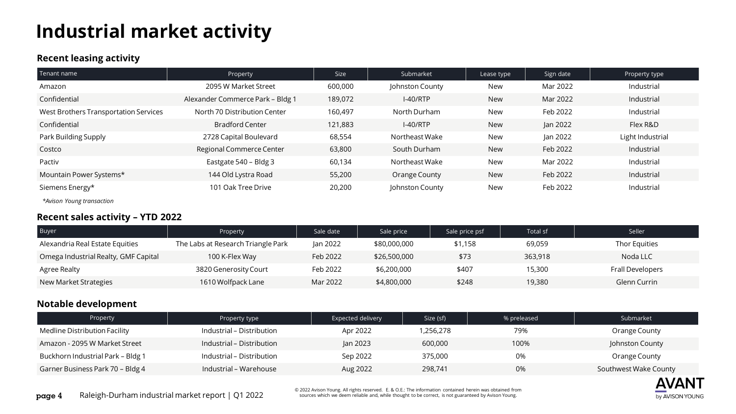# Industrial market activity

## Recent leasing activity

| Tenant name | Property | Size | Submarket | Lease type | Sign date | Property type |
|---|---|---|---|---|---|---|
| Amazon | 2095 W Market Street | 600,000 | Johnston County | New | Mar 2022 | Industrial |
| Confidential | Alexander Commerce Park – Bldg 1 | 189,072 | I-40/RTP | New | Mar 2022 | Industrial |
| West Brothers Transportation Services | North 70 Distribution Center | 160,497 | North Durham | New | Feb 2022 | Industrial |
| Confidential | Bradford Center | 121,883 | I-40/RTP | New | Jan 2022 | Flex R&D |
| Park Building Supply | 2728 Capital Boulevard | 68,554 | Northeast Wake | New | Jan 2022 | Light Industrial |
| Costco | Regional Commerce Center | 63,800 | South Durham | New | Feb 2022 | Industrial |
| Pactiv | Eastgate 540 – Bldg 3 | 60,134 | Northeast Wake | New | Mar 2022 | Industrial |
| Mountain Power Systems* | 144 Old Lystra Road | 55,200 | Orange County | New | Feb 2022 | Industrial |
| Siemens Energy* | 101 Oak Tree Drive | 20,200 | Johnston County | New | Feb 2022 | Industrial |

*Avison Young transaction*

## Recent sales activity – YTD 2022

| Buyer | Property | Sale date | Sale price | Sale price psf | Total sf | Seller |
|---|---|---|---|---|---|---|
| Alexandria Real Estate Equities | The Labs at Research Triangle Park | Jan 2022 | $80,000,000 | $1,158 | 69,059 | Thor Equities |
| Omega Industrial Realty, GMF Capital | 100 K-Flex Way | Feb 2022 | $26,500,000 | $73 | 363,918 | Noda LLC |
| Agree Realty | 3820 Generosity Court | Feb 2022 | $6,200,000 | $407 | 15,300 | Frall Developers |
| New Market Strategies | 1610 Wolfpack Lane | Mar 2022 | $4,800,000 | $248 | 19,380 | Glenn Currin |

## Notable development

| Property | Property type | Expected delivery | Size (sf) | % preleased | Submarket |
|---|---|---|---|---|---|
| Medline Distribution Facility | Industrial – Distribution | Apr 2022 | 1,256,278 | 79% | Orange County |
| Amazon - 2095 W Market Street | Industrial – Distribution | Jan 2023 | 600,000 | 100% | Johnston County |
| Buckhorn Industrial Park – Bldg 1 | Industrial – Distribution | Sep 2022 | 375,000 | 0% | Orange County |
| Garner Business Park 70 – Bldg 4 | Industrial – Warehouse | Aug 2022 | 298,741 | 0% | Southwest Wake County |

© 2022 Avison Young. All rights reserved. E. & O.E.: The information contained herein was obtained from sources which we deem reliable and, while thought to be correct, is not guaranteed by Avison Young.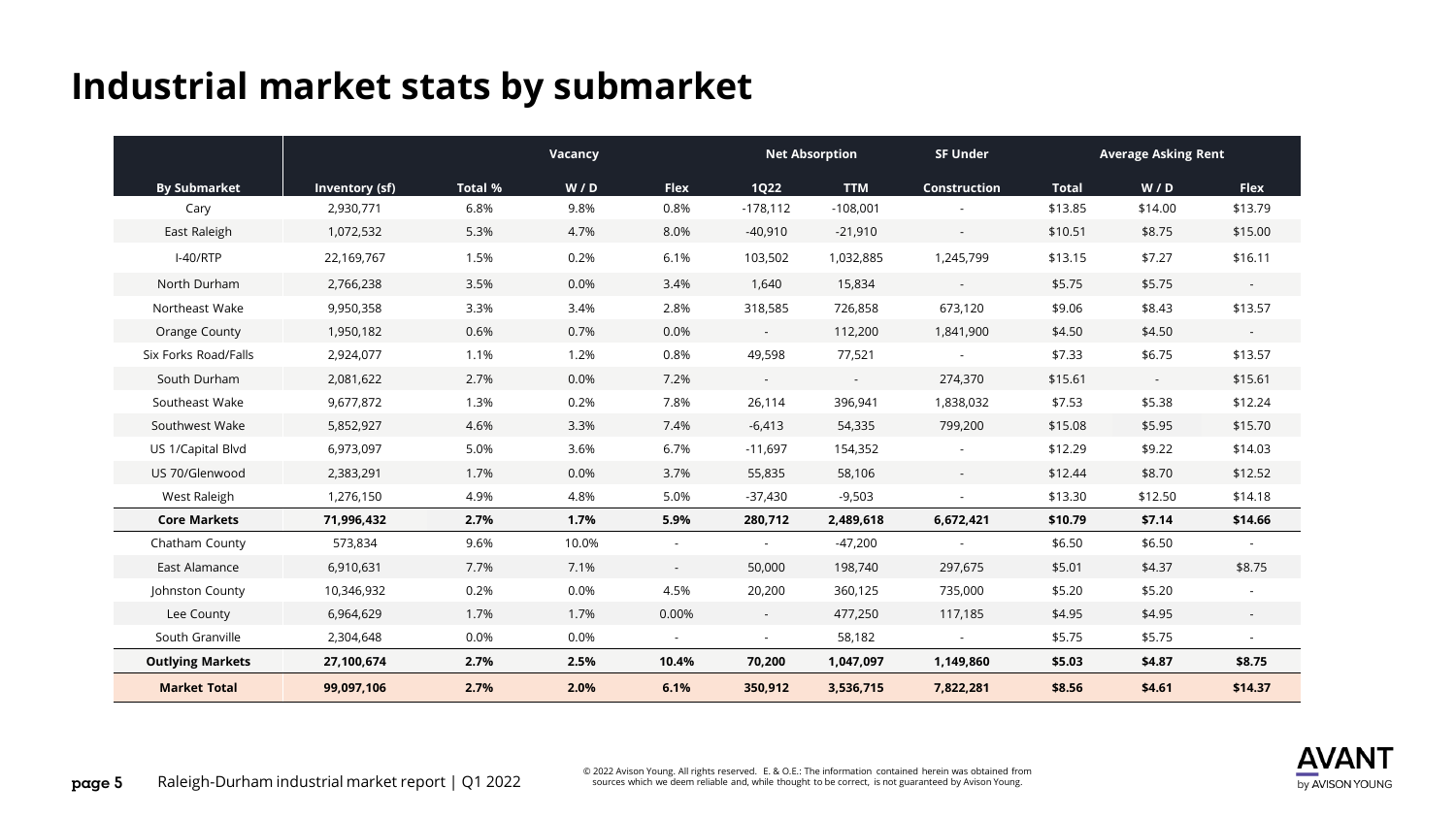# Industrial market stats by submarket

| By Submarket | Inventory (sf) | Vacancy | | | Net Absorption | | SF Under | Average Asking Rent | | |
|---|---|---|---|---|---|---|---|---|---|---|
| | | Total % | W / D | Flex | 1Q22 | TTM | Construction | Total | W / D | Flex |
| Cary | 2,930,771 | 6.8% | 9.8% | 0.8% | -178,112 | -108,001 | - | $13.85 | $14.00 | $13.79 |
| East Raleigh | 1,072,532 | 5.3% | 4.7% | 8.0% | -40,910 | -21,910 | - | $10.51 | $8.75 | $15.00 |
| I-40/RTP | 22,169,767 | 1.5% | 0.2% | 6.1% | 103,502 | 1,032,885 | 1,245,799 | $13.15 | $7.27 | $16.11 |
| North Durham | 2,766,238 | 3.5% | 0.0% | 3.4% | 1,640 | 15,834 | - | $5.75 | $5.75 | - |
| Northeast Wake | 9,950,358 | 3.3% | 3.4% | 2.8% | 318,585 | 726,858 | 673,120 | $9.06 | $8.43 | $13.57 |
| Orange County | 1,950,182 | 0.6% | 0.7% | 0.0% | - | 112,200 | 1,841,900 | $4.50 | $4.50 | - |
| Six Forks Road/Falls | 2,924,077 | 1.1% | 1.2% | 0.8% | 49,598 | 77,521 | - | $7.33 | $6.75 | $13.57 |
| South Durham | 2,081,622 | 2.7% | 0.0% | 7.2% | - | - | 274,370 | $15.61 | - | $15.61 |
| Southeast Wake | 9,677,872 | 1.3% | 0.2% | 7.8% | 26,114 | 396,941 | 1,838,032 | $7.53 | $5.38 | $12.24 |
| Southwest Wake | 5,852,927 | 4.6% | 3.3% | 7.4% | -6,413 | 54,335 | 799,200 | $15.08 | $5.95 | $15.70 |
| US 1/Capital Blvd | 6,973,097 | 5.0% | 3.6% | 6.7% | -11,697 | 154,352 | - | $12.29 | $9.22 | $14.03 |
| US 70/Glenwood | 2,383,291 | 1.7% | 0.0% | 3.7% | 55,835 | 58,106 | - | $12.44 | $8.70 | $12.52 |
| West Raleigh | 1,276,150 | 4.9% | 4.8% | 5.0% | -37,430 | -9,503 | - | $13.30 | $12.50 | $14.18 |
| **Core Markets** | **71,996,432** | **2.7%** | **1.7%** | **5.9%** | **280,712** | **2,489,618** | **6,672,421** | **$10.79** | **$7.14** | **$14.66** |
| Chatham County | 573,834 | 9.6% | 10.0% | - | - | -47,200 | - | $6.50 | $6.50 | - |
| East Alamance | 6,910,631 | 7.7% | 7.1% | - | 50,000 | 198,740 | 297,675 | $5.01 | $4.37 | $8.75 |
| Johnston County | 10,346,932 | 0.2% | 0.0% | 4.5% | 20,200 | 360,125 | 735,000 | $5.20 | $5.20 | - |
| Lee County | 6,964,629 | 1.7% | 1.7% | 0.00% | - | 477,250 | 117,185 | $4.95 | $4.95 | - |
| South Granville | 2,304,648 | 0.0% | 0.0% | - | - | 58,182 | - | $5.75 | $5.75 | - |
| **Outlying Markets** | **27,100,674** | **2.7%** | **2.5%** | **10.4%** | **70,200** | **1,047,097** | **1,149,860** | **$5.03** | **$4.87** | **$8.75** |
| **Market Total** | **99,097,106** | **2.7%** | **2.0%** | **6.1%** | **350,912** | **3,536,715** | **7,822,281** | **$8.56** | **$4.61** | **$14.37** |

© 2022 Avison Young. All rights reserved. E. & O.E.: The information contained herein was obtained from sources which we deem reliable and, while thought to be correct, is not guaranteed by Avison Young.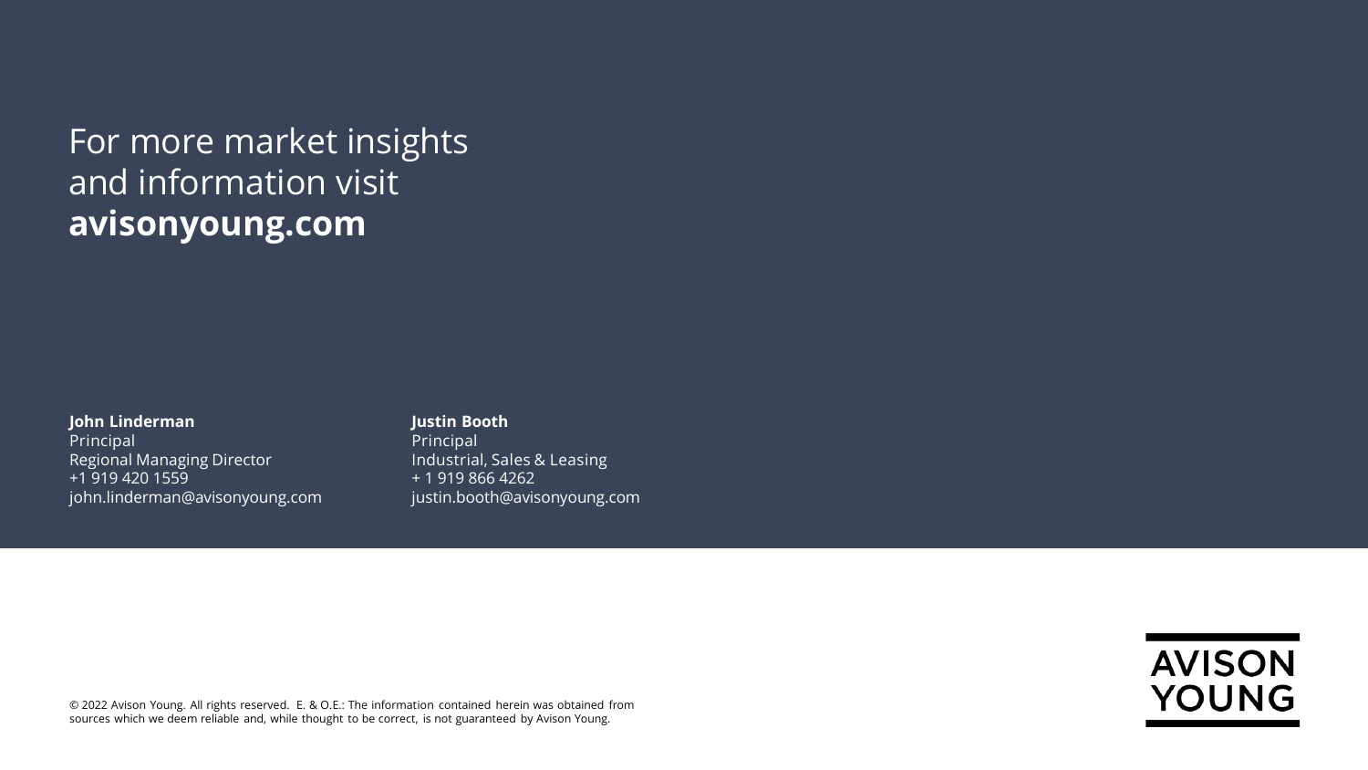For more market insights and information visit **avisonyoung.com**

**John Linderman**
Principal
Regional Managing Director
+1 919 420 1559
john.linderman@avisonyoung.com

**Justin Booth**
Principal
Industrial, Sales & Leasing
+ 1 919 866 4262
justin.booth@avisonyoung.com

AVISON YOUNG

© 2022 Avison Young. All rights reserved. E. & O.E.: The information contained herein was obtained from sources which we deem reliable and, while thought to be correct, is not guaranteed by Avison Young.